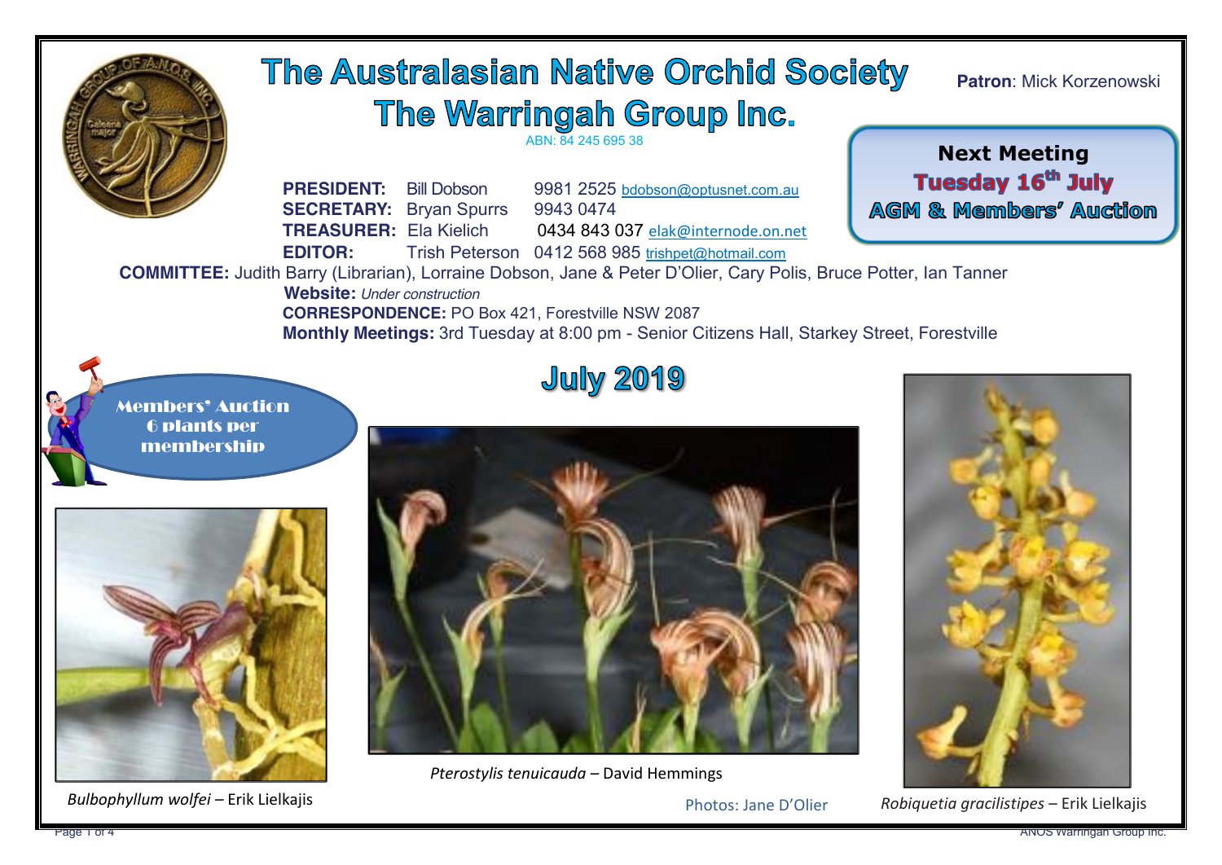# The Australasian Native Orchid Society

# The Warringah Group Inc.

ABN: 84 245 695 38

**Patron**: Mick Korzenowski

**PRESIDENT:** Bill Dobson 9981 2525 bdobson@optusnet.com.au
**SECRETARY:** Bryan Spurrs 9943 0474
**TREASURER:** Ela Kielich 0434 843 037 elak@internode.on.net
**EDITOR:** Trish Peterson 0412 568 985 trishpet@hotmail.com

**COMMITTEE:** Judith Barry (Librarian), Lorraine Dobson, Jane & Peter D'Olier, Cary Polis, Bruce Potter, Ian Tanner

**Website:** *Under construction*

**CORRESPONDENCE:** PO Box 421, Forestville NSW 2087

**Monthly Meetings:** 3rd Tuesday at 8:00 pm - Senior Citizens Hall, Starkey Street, Forestville

**Next Meeting**
**Tuesday 16th July**
**AGM & Members' Auction**

## July 2019

Members' Auction
6 plants per membership

*Bulbophyllum wolfei* – Erik Lielkajis

*Pterostylis tenuicauda* – David Hemmings

Photos: Jane D'Olier

*Robiquetia gracilistipes* – Erik Lielkajis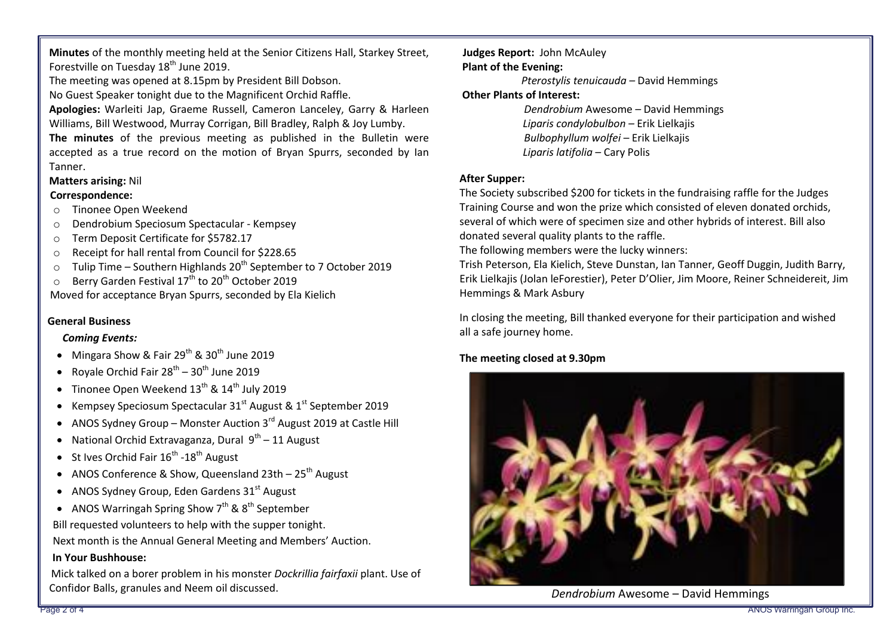**Minutes** of the monthly meeting held at the Senior Citizens Hall, Starkey Street, Forestville on Tuesday 18th June 2019.

The meeting was opened at 8.15pm by President Bill Dobson.

No Guest Speaker tonight due to the Magnificent Orchid Raffle.

**Apologies:** Warleiti Jap, Graeme Russell, Cameron Lanceley, Garry & Harleen Williams, Bill Westwood, Murray Corrigan, Bill Bradley, Ralph & Joy Lumby.

**The minutes** of the previous meeting as published in the Bulletin were accepted as a true record on the motion of Bryan Spurrs, seconded by Ian Tanner.

**Matters arising:** Nil

**Correspondence:**

- Tinonee Open Weekend
- Dendrobium Speciosum Spectacular - Kempsey
- Term Deposit Certificate for $5782.17
- Receipt for hall rental from Council for $228.65
- Tulip Time – Southern Highlands 20th September to 7 October 2019
- Berry Garden Festival 17th to 20th October 2019

Moved for acceptance Bryan Spurrs, seconded by Ela Kielich

**General Business**

***Coming Events:***

- Mingara Show & Fair 29th & 30th June 2019
- Royale Orchid Fair 28th – 30th June 2019
- Tinonee Open Weekend 13th & 14th July 2019
- Kempsey Speciosum Spectacular 31st August & 1st September 2019
- ANOS Sydney Group – Monster Auction 3rd August 2019 at Castle Hill
- National Orchid Extravaganza, Dural 9th – 11 August
- St Ives Orchid Fair 16th -18th August
- ANOS Conference & Show, Queensland 23th – 25th August
- ANOS Sydney Group, Eden Gardens 31st August
- ANOS Warringah Spring Show 7th & 8th September

Bill requested volunteers to help with the supper tonight.

Next month is the Annual General Meeting and Members' Auction.

**In Your Bushhouse:**

Mick talked on a borer problem in his monster *Dockrillia fairfaxii* plant. Use of Confidor Balls, granules and Neem oil discussed.

**Judges Report:** John McAuley

**Plant of the Evening:**

*Pterostylis tenuicauda* – David Hemmings

**Other Plants of Interest:**

*Dendrobium* Awesome – David Hemmings
*Liparis condylobulbon* – Erik Lielkajis
*Bulbophyllum wolfei* – Erik Lielkajis
*Liparis latifolia* – Cary Polis

**After Supper:**

The Society subscribed $200 for tickets in the fundraising raffle for the Judges Training Course and won the prize which consisted of eleven donated orchids, several of which were of specimen size and other hybrids of interest. Bill also donated several quality plants to the raffle.

The following members were the lucky winners:

Trish Peterson, Ela Kielich, Steve Dunstan, Ian Tanner, Geoff Duggin, Judith Barry, Erik Lielkajis (Jolan leForestier), Peter D'Olier, Jim Moore, Reiner Schneidereit, Jim Hemmings & Mark Asbury

In closing the meeting, Bill thanked everyone for their participation and wished all a safe journey home.

**The meeting closed at 9.30pm**

*Dendrobium* Awesome – David Hemmings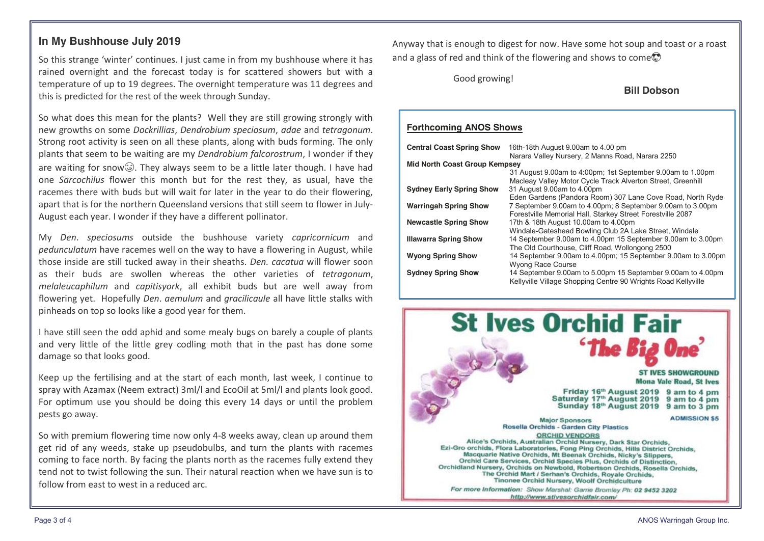## In My Bushhouse July 2019

So this strange 'winter' continues. I just came in from my bushhouse where it has rained overnight and the forecast today is for scattered showers but with a temperature of up to 19 degrees. The overnight temperature was 11 degrees and this is predicted for the rest of the week through Sunday.

So what does this mean for the plants? Well they are still growing strongly with new growths on some *Dockrillias*, *Dendrobium speciosum*, *adae* and *tetragonum*. Strong root activity is seen on all these plants, along with buds forming. The only plants that seem to be waiting are my *Dendrobium falcorostrum*, I wonder if they are waiting for snow😉. They always seem to be a little later though. I have had one *Sarcochilus* flower this month but for the rest they, as usual, have the racemes there with buds but will wait for later in the year to do their flowering, apart that is for the northern Queensland versions that still seem to flower in July-August each year. I wonder if they have a different pollinator.

My *Den*. *speciosums* outside the bushhouse variety *capricornicum* and *pedunculatum* have racemes well on the way to have a flowering in August, while those inside are still tucked away in their sheaths. *Den. cacatua* will flower soon as their buds are swollen whereas the other varieties of *tetragonum*, *melaleucaphilum* and *capitisyork*, all exhibit buds but are well away from flowering yet. Hopefully *Den*. *aemulum* and *gracilicaule* all have little stalks with pinheads on top so looks like a good year for them.

I have still seen the odd aphid and some mealy bugs on barely a couple of plants and very little of the little grey codling moth that in the past has done some damage so that looks good.

Keep up the fertilising and at the start of each month, last week, I continue to spray with Azamax (Neem extract) 3ml/l and EcoOil at 5ml/l and plants look good. For optimum use you should be doing this every 14 days or until the problem pests go away.

So with premium flowering time now only 4-8 weeks away, clean up around them get rid of any weeds, stake up pseudobulbs, and turn the plants with racemes coming to face north. By facing the plants north as the racemes fully extend they tend not to twist following the sun. Their natural reaction when we have sun is to follow from east to west in a reduced arc.

Anyway that is enough to digest for now. Have some hot soup and toast or a roast and a glass of red and think of the flowering and shows to come😎

Good growing!

**Bill Dobson**

### Forthcoming ANOS Shows

| | |
|---|---|
| **Central Coast Spring Show** | 16th-18th August 9.00am to 4.00 pm<br>Narara Valley Nursery, 2 Manns Road, Narara 2250 |
| **Mid North Coast Group Kempsey** | 31 August 9.00am to 4:00pm; 1st September 9.00am to 1.00pm<br>Macleay Valley Motor Cycle Track Alverton Street, Greenhill |
| **Sydney Early Spring Show** | 31 August 9.00am to 4.00pm<br>Eden Gardens (Pandora Room) 307 Lane Cove Road, North Ryde |
| **Warringah Spring Show** | 7 September 9.00am to 4.00pm; 8 September 9.00am to 3.00pm<br>Forestville Memorial Hall, Starkey Street Forestville 2087 |
| **Newcastle Spring Show** | 17th & 18th August 10.00am to 4.00pm<br>Windale-Gateshead Bowling Club 2A Lake Street, Windale |
| **Illawarra Spring Show** | 14 September 9.00am to 4.00pm 15 September 9.00am to 3.00pm<br>The Old Courthouse, Cliff Road, Wollongong 2500 |
| **Wyong Spring Show** | 14 September 9.00am to 4.00pm; 15 September 9.00am to 3.00pm<br>Wyong Race Course |
| **Sydney Spring Show** | 14 September 9.00am to 5.00pm 15 September 9.00am to 4.00pm<br>Kellyville Village Shopping Centre 90 Wrights Road Kellyville |

## St Ives Orchid Fair
### 'The Big One'

**ST IVES SHOWGROUND**
**Mona Vale Road, St Ives**

**Friday 16th August 2019 9 am to 4 pm**
**Saturday 17th August 2019 9 am to 4 pm**
**Sunday 18th August 2019 9 am to 3 pm**

**ADMISSION $5**

**Major Sponsors**
**Rosella Orchids - Garden City Plastics**

**ORCHID VENDORS**
Alice's Orchids, Australian Orchid Nursery, Dark Star Orchids, Ezi-Gro orchids, Flora Laboratories, Fong Ping Orchids, Hills District Orchids, Macquarie Native Orchids, Mt Beenak Orchids, Nicky's Slippers, Orchid Care Services, Orchid Species Plus, Orchids of Distinction, Orchidland Nursery, Orchids on Newbold, Robertson Orchids, Rosella Orchids, The Orchid Mart / Serhan's Orchids, Royale Orchids, Tinonee Orchid Nursery, Woolf Orchidculture

*For more information: Show Marshal: Garrie Bromley Ph: 02 9452 3202*
*http://www.stivesorchidfair.com/*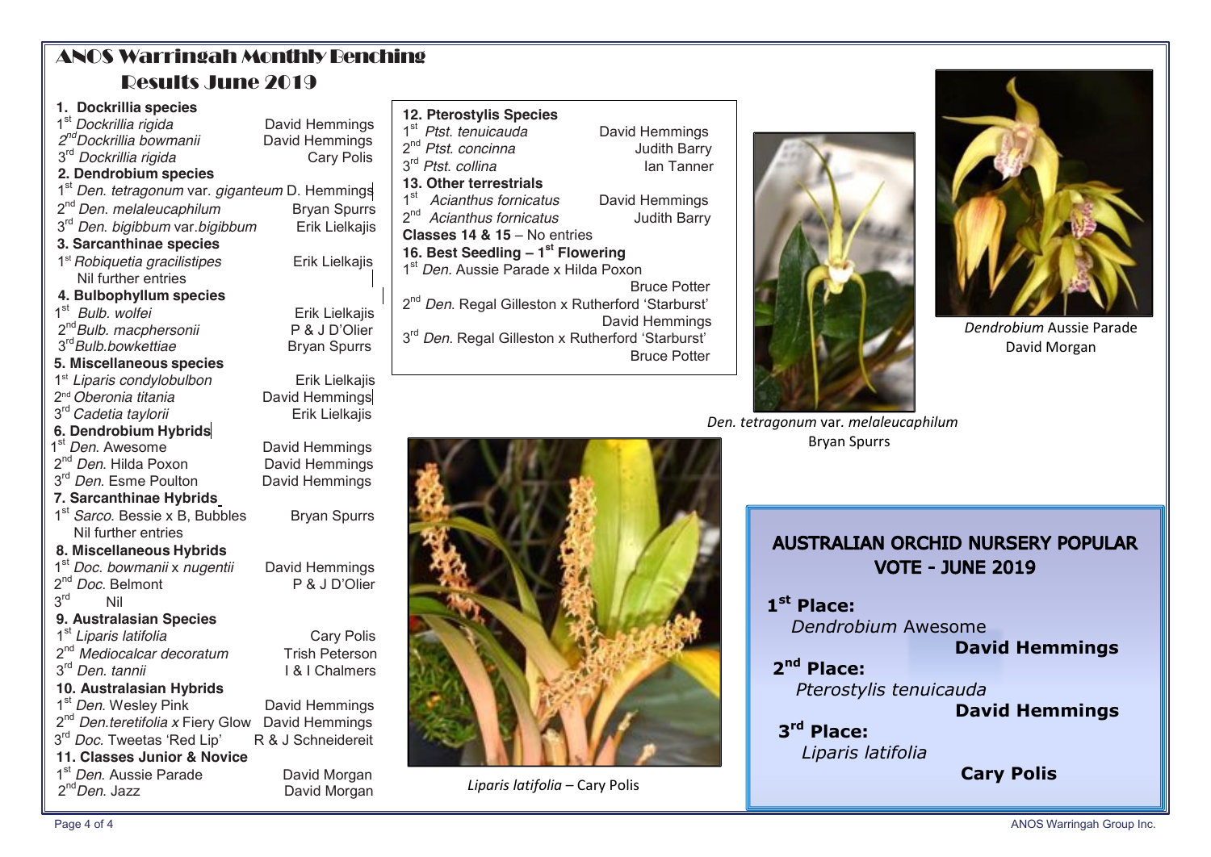# ANOS Warringah Monthly Benching Results June 2019

**1. Dockrillia species**
1st *Dockrillia rigida* — David Hemmings
2nd *Dockrillia bowmanii* — David Hemmings
3rd *Dockrillia rigida* — Cary Polis

**2. Dendrobium species**
1st *Den. tetragonum* var. *giganteum* — D. Hemmings
2nd *Den. melaleucaphilum* — Bryan Spurrs
3rd *Den. bigibbum* var. *bigibbum* — Erik Lielkajis

**3. Sarcanthinae species**
1st *Robiquetia gracilistipes* — Erik Lielkajis
Nil further entries

**4. Bulbophyllum species**
1st *Bulb. wolfei* — Erik Lielkajis
2nd *Bulb. macphersonii* — P & J D'Olier
3rd *Bulb. bowkettiae* — Bryan Spurrs

**5. Miscellaneous species**
1st *Liparis condylobulbon* — Erik Lielkajis
2nd *Oberonia titania* — David Hemmings
3rd *Cadetia taylorii* — Erik Lielkajis

**6. Dendrobium Hybrids**
1st *Den.* Awesome — David Hemmings
2nd *Den.* Hilda Poxon — David Hemmings
3rd *Den.* Esme Poulton — David Hemmings

**7. Sarcanthinae Hybrids**
1st *Sarco.* Bessie x B, Bubbles — Bryan Spurrs
Nil further entries

**8. Miscellaneous Hybrids**
1st *Doc. bowmanii* x *nugentii* — David Hemmings
2nd *Doc.* Belmont — P & J D'Olier
3rd Nil

**9. Australasian Species**
1st *Liparis latifolia* — Cary Polis
2nd *Mediocalcar decoratum* — Trish Peterson
3rd *Den. tannii* — I & I Chalmers

**10. Australasian Hybrids**
1st *Den.* Wesley Pink — David Hemmings
2nd *Den. teretifolia x* Fiery Glow — David Hemmings
3rd *Doc.* Tweetas 'Red Lip' — R & J Schneidereit

**11. Classes Junior & Novice**
1st *Den.* Aussie Parade — David Morgan
2nd *Den.* Jazz — David Morgan

**12. Pterostylis Species**
1st *Ptst. tenuicauda* — David Hemmings
2nd *Ptst. concinna* — Judith Barry
3rd *Ptst. collina* — Ian Tanner

**13. Other terrestrials**
1st *Acianthus fornicatus* — David Hemmings
2nd *Acianthus fornicatus* — Judith Barry

**Classes 14 & 15** – No entries

**16. Best Seedling – 1st Flowering**
1st *Den.* Aussie Parade x Hilda Poxon — Bruce Potter
2nd *Den.* Regal Gilleston x Rutherford 'Starburst' — David Hemmings
3rd *Den.* Regal Gilleston x Rutherford 'Starburst' — Bruce Potter

*Den. tetragonum* var. *melaleucaphilum*
Bryan Spurrs

*Dendrobium* Aussie Parade
David Morgan

*Liparis latifolia* – Cary Polis

## AUSTRALIAN ORCHID NURSERY POPULAR VOTE - JUNE 2019

**1st Place:**
*Dendrobium* Awesome
**David Hemmings**

**2nd Place:**
*Pterostylis tenuicauda*
**David Hemmings**

**3rd Place:**
*Liparis latifolia*
**Cary Polis**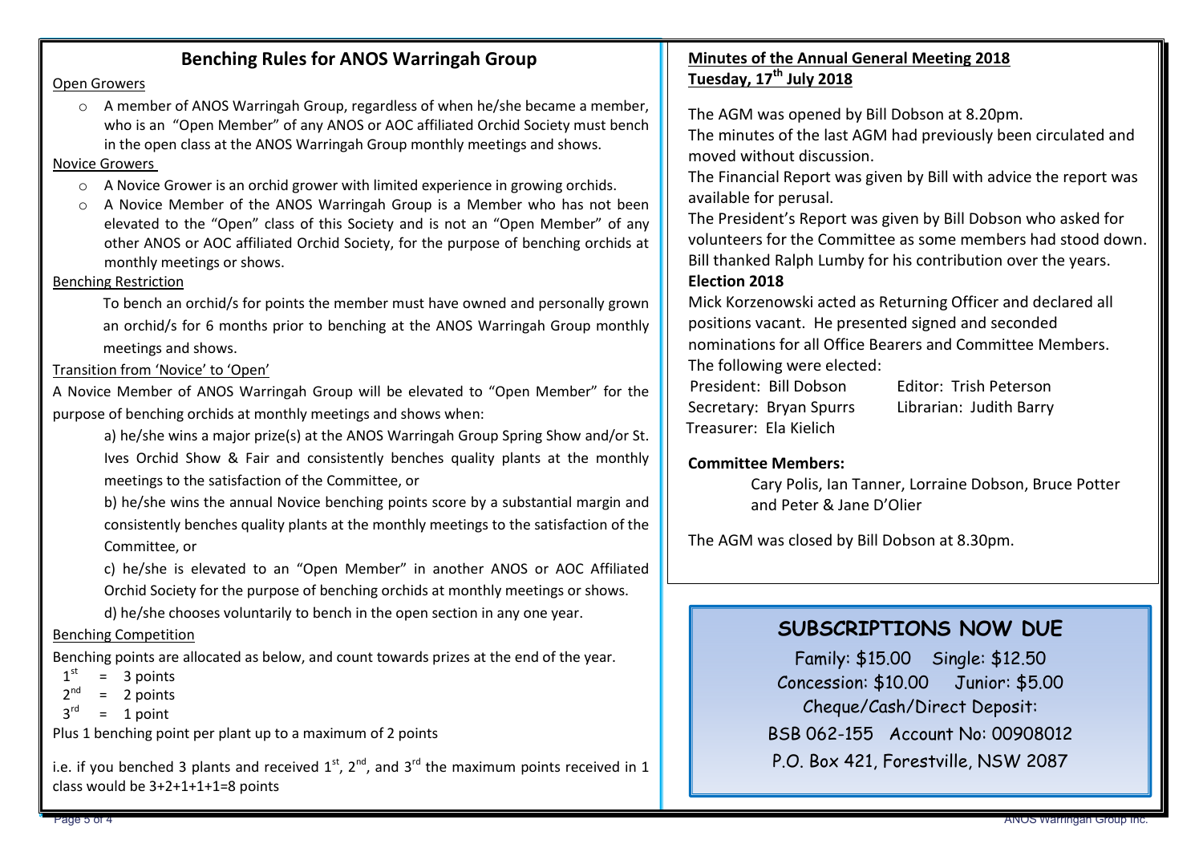## Benching Rules for ANOS Warringah Group

Open Growers

- A member of ANOS Warringah Group, regardless of when he/she became a member, who is an "Open Member" of any ANOS or AOC affiliated Orchid Society must bench in the open class at the ANOS Warringah Group monthly meetings and shows.

Novice Growers

- A Novice Grower is an orchid grower with limited experience in growing orchids.
- A Novice Member of the ANOS Warringah Group is a Member who has not been elevated to the "Open" class of this Society and is not an "Open Member" of any other ANOS or AOC affiliated Orchid Society, for the purpose of benching orchids at monthly meetings or shows.

Benching Restriction

To bench an orchid/s for points the member must have owned and personally grown an orchid/s for 6 months prior to benching at the ANOS Warringah Group monthly meetings and shows.

Transition from 'Novice' to 'Open'

A Novice Member of ANOS Warringah Group will be elevated to "Open Member" for the purpose of benching orchids at monthly meetings and shows when:

a) he/she wins a major prize(s) at the ANOS Warringah Group Spring Show and/or St. Ives Orchid Show & Fair and consistently benches quality plants at the monthly meetings to the satisfaction of the Committee, or

b) he/she wins the annual Novice benching points score by a substantial margin and consistently benches quality plants at the monthly meetings to the satisfaction of the Committee, or

c) he/she is elevated to an "Open Member" in another ANOS or AOC Affiliated Orchid Society for the purpose of benching orchids at monthly meetings or shows.

d) he/she chooses voluntarily to bench in the open section in any one year.

Benching Competition

Benching points are allocated as below, and count towards prizes at the end of the year.

1st = 3 points
2nd = 2 points
3rd = 1 point

Plus 1 benching point per plant up to a maximum of 2 points

i.e. if you benched 3 plants and received 1st, 2nd, and 3rd the maximum points received in 1 class would be 3+2+1+1+1=8 points

## Minutes of the Annual General Meeting 2018
## Tuesday, 17th July 2018

The AGM was opened by Bill Dobson at 8.20pm.
The minutes of the last AGM had previously been circulated and moved without discussion.
The Financial Report was given by Bill with advice the report was available for perusal.
The President's Report was given by Bill Dobson who asked for volunteers for the Committee as some members had stood down. Bill thanked Ralph Lumby for his contribution over the years.

**Election 2018**

Mick Korzenowski acted as Returning Officer and declared all positions vacant. He presented signed and seconded nominations for all Office Bearers and Committee Members.
The following were elected:

President: Bill Dobson
Secretary: Bryan Spurrs
Treasurer: Ela Kielich
Editor: Trish Peterson
Librarian: Judith Barry

**Committee Members:**

Cary Polis, Ian Tanner, Lorraine Dobson, Bruce Potter and Peter & Jane D'Olier

The AGM was closed by Bill Dobson at 8.30pm.

## SUBSCRIPTIONS NOW DUE

Family: $15.00 Single: $12.50
Concession: $10.00 Junior: $5.00
Cheque/Cash/Direct Deposit:
BSB 062-155 Account No: 00908012
P.O. Box 421, Forestville, NSW 2087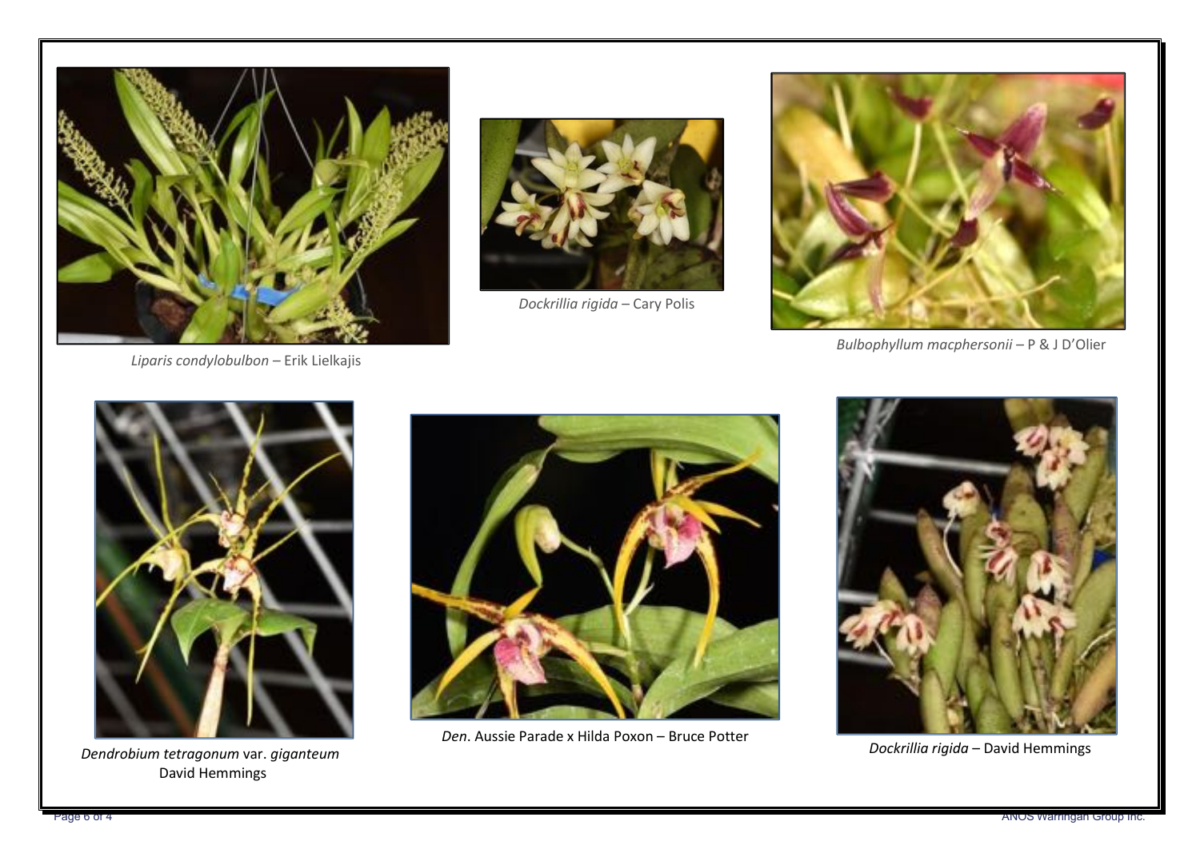*Liparis condylobulbon* – Erik Lielkajis

*Dockrillia rigida* – Cary Polis

*Bulbophyllum macphersonii* – P & J D'Olier

*Dendrobium tetragonum* var. *giganteum*
David Hemmings

*Den*. Aussie Parade x Hilda Poxon – Bruce Potter

*Dockrillia rigida* – David Hemmings